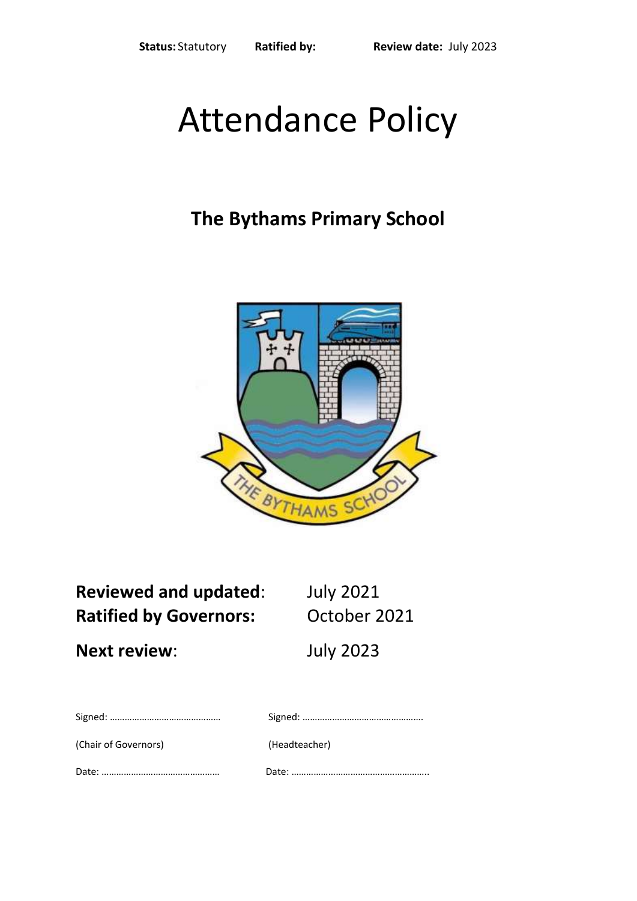**Status:** Statutory **Ratified by:** **Review date:** July 2023

# Attendance Policy

## The Bythams Primary School

**Reviewed and updated**: July 2021
**Ratified by Governors:** October 2021

**Next review**: July 2023

Signed: ……………………………………… Signed: ………………………………………….

(Chair of Governors) (Headteacher)

Date: ………………………………………… Date: ………………………………………………..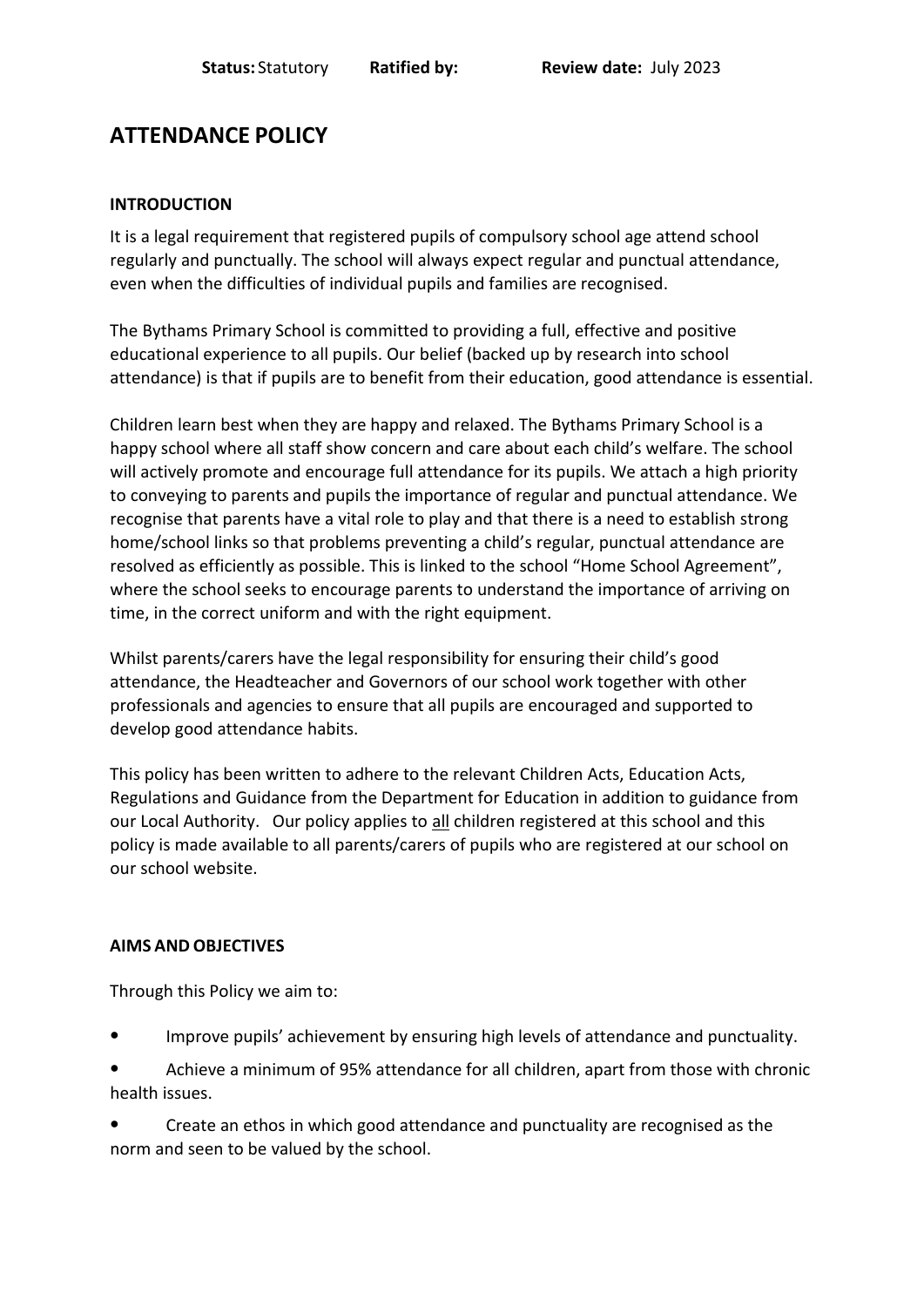**Status:** Statutory **Ratified by:** **Review date:** July 2023

# ATTENDANCE POLICY

## INTRODUCTION

It is a legal requirement that registered pupils of compulsory school age attend school regularly and punctually. The school will always expect regular and punctual attendance, even when the difficulties of individual pupils and families are recognised.

The Bythams Primary School is committed to providing a full, effective and positive educational experience to all pupils. Our belief (backed up by research into school attendance) is that if pupils are to benefit from their education, good attendance is essential.

Children learn best when they are happy and relaxed. The Bythams Primary School is a happy school where all staff show concern and care about each child's welfare. The school will actively promote and encourage full attendance for its pupils. We attach a high priority to conveying to parents and pupils the importance of regular and punctual attendance. We recognise that parents have a vital role to play and that there is a need to establish strong home/school links so that problems preventing a child's regular, punctual attendance are resolved as efficiently as possible. This is linked to the school "Home School Agreement", where the school seeks to encourage parents to understand the importance of arriving on time, in the correct uniform and with the right equipment.

Whilst parents/carers have the legal responsibility for ensuring their child's good attendance, the Headteacher and Governors of our school work together with other professionals and agencies to ensure that all pupils are encouraged and supported to develop good attendance habits.

This policy has been written to adhere to the relevant Children Acts, Education Acts, Regulations and Guidance from the Department for Education in addition to guidance from our Local Authority. Our policy applies to <u>all</u> children registered at this school and this policy is made available to all parents/carers of pupils who are registered at our school on our school website.

## AIMS AND OBJECTIVES

Through this Policy we aim to:

- Improve pupils' achievement by ensuring high levels of attendance and punctuality.
- Achieve a minimum of 95% attendance for all children, apart from those with chronic health issues.
- Create an ethos in which good attendance and punctuality are recognised as the norm and seen to be valued by the school.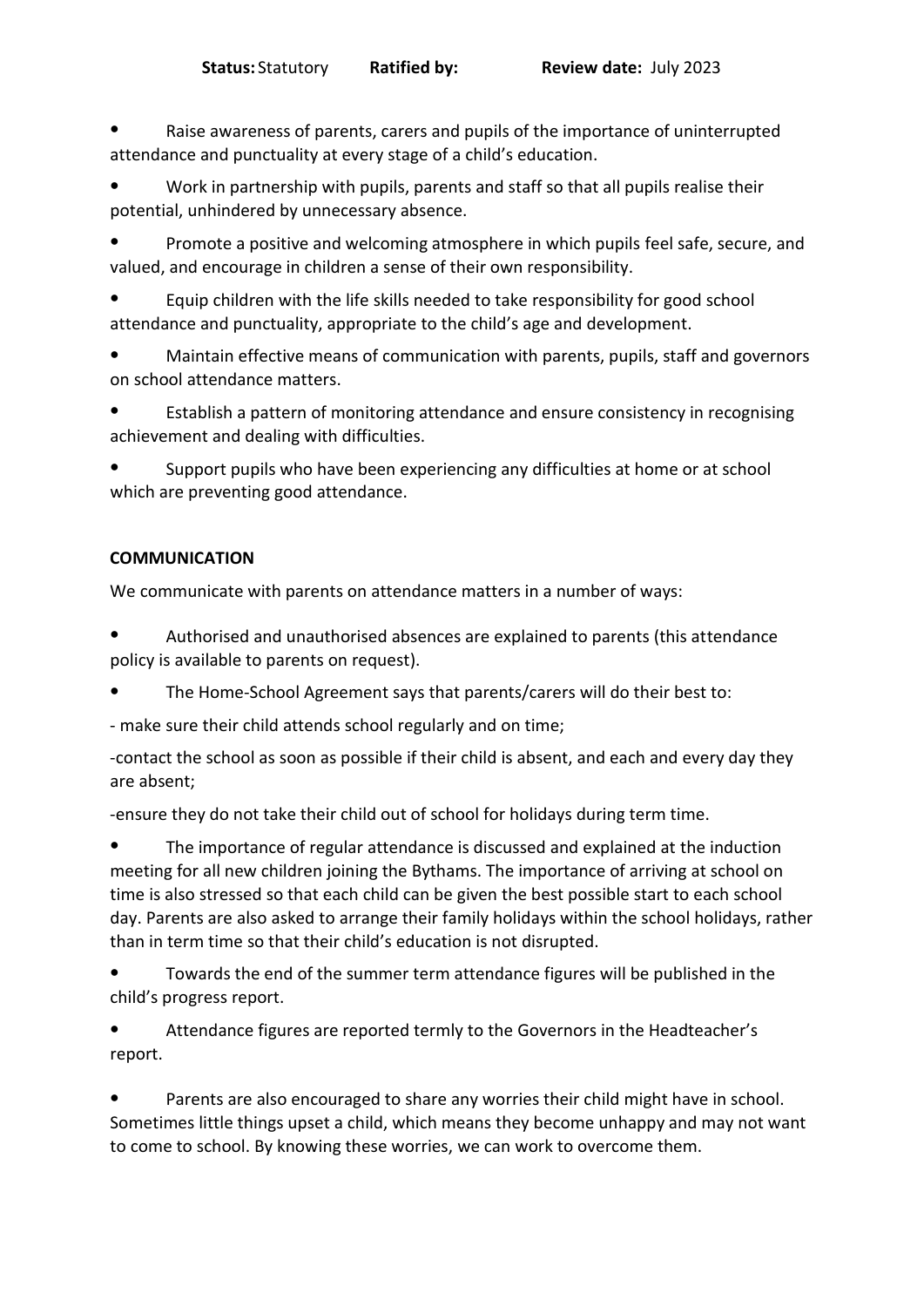- Raise awareness of parents, carers and pupils of the importance of uninterrupted attendance and punctuality at every stage of a child's education.
- Work in partnership with pupils, parents and staff so that all pupils realise their potential, unhindered by unnecessary absence.
- Promote a positive and welcoming atmosphere in which pupils feel safe, secure, and valued, and encourage in children a sense of their own responsibility.
- Equip children with the life skills needed to take responsibility for good school attendance and punctuality, appropriate to the child's age and development.
- Maintain effective means of communication with parents, pupils, staff and governors on school attendance matters.
- Establish a pattern of monitoring attendance and ensure consistency in recognising achievement and dealing with difficulties.
- Support pupils who have been experiencing any difficulties at home or at school which are preventing good attendance.

**COMMUNICATION**

We communicate with parents on attendance matters in a number of ways:

- Authorised and unauthorised absences are explained to parents (this attendance policy is available to parents on request).
- The Home-School Agreement says that parents/carers will do their best to:

- make sure their child attends school regularly and on time;

-contact the school as soon as possible if their child is absent, and each and every day they are absent;

-ensure they do not take their child out of school for holidays during term time.

- The importance of regular attendance is discussed and explained at the induction meeting for all new children joining the Bythams. The importance of arriving at school on time is also stressed so that each child can be given the best possible start to each school day. Parents are also asked to arrange their family holidays within the school holidays, rather than in term time so that their child's education is not disrupted.
- Towards the end of the summer term attendance figures will be published in the child's progress report.
- Attendance figures are reported termly to the Governors in the Headteacher's report.
- Parents are also encouraged to share any worries their child might have in school. Sometimes little things upset a child, which means they become unhappy and may not want to come to school. By knowing these worries, we can work to overcome them.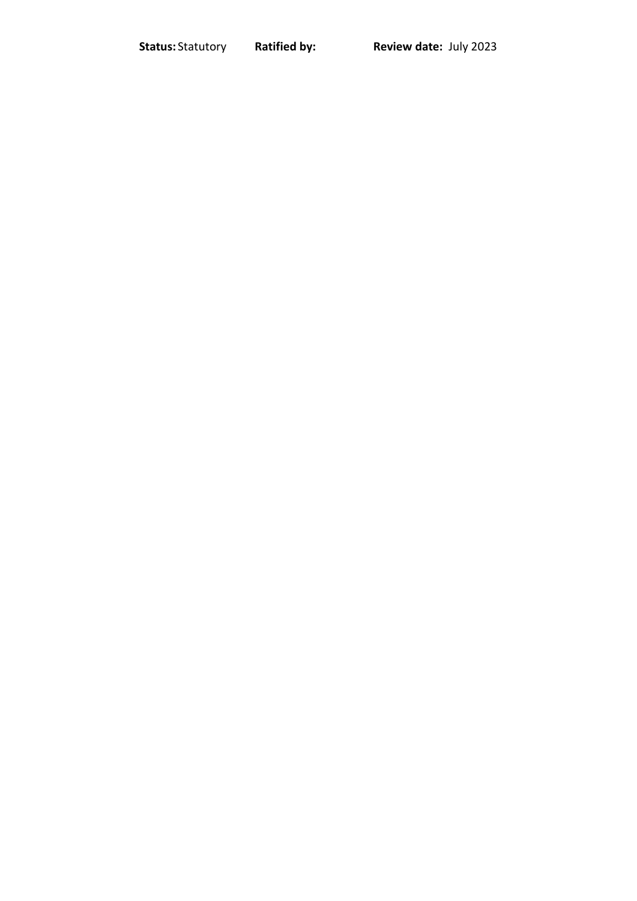**Status:** Statutory **Ratified by:** **Review date:** July 2023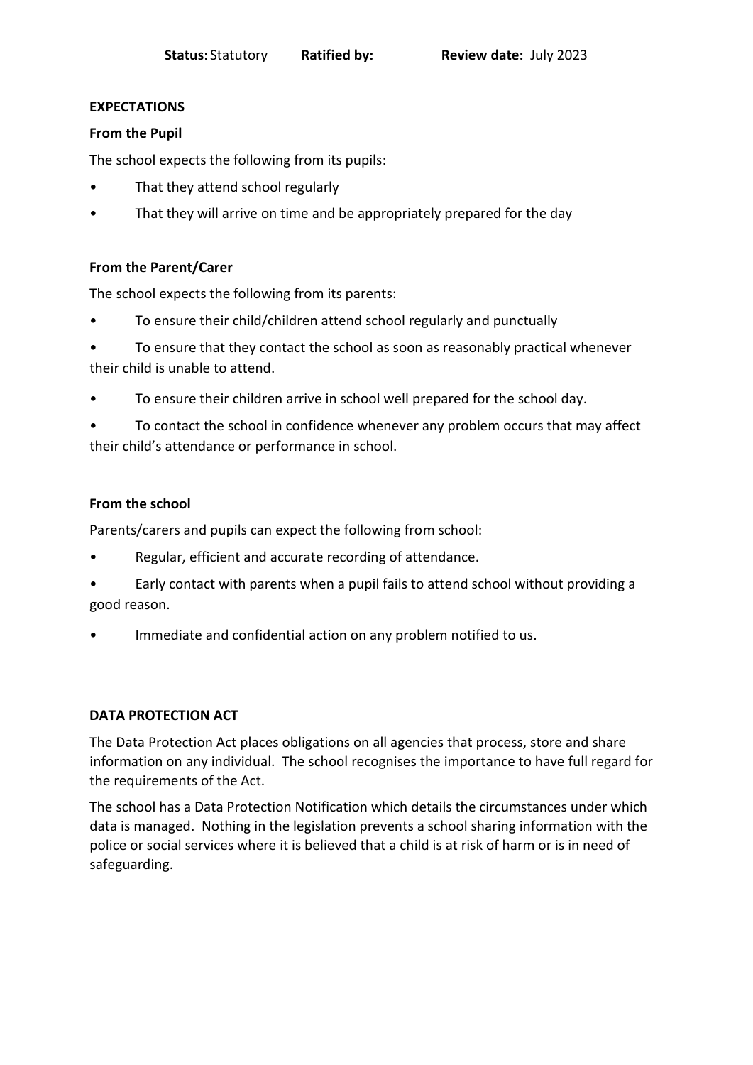## EXPECTATIONS

### From the Pupil

The school expects the following from its pupils:

- That they attend school regularly
- That they will arrive on time and be appropriately prepared for the day

### From the Parent/Carer

The school expects the following from its parents:

- To ensure their child/children attend school regularly and punctually
- To ensure that they contact the school as soon as reasonably practical whenever their child is unable to attend.
- To ensure their children arrive in school well prepared for the school day.
- To contact the school in confidence whenever any problem occurs that may affect their child's attendance or performance in school.

### From the school

Parents/carers and pupils can expect the following from school:

- Regular, efficient and accurate recording of attendance.
- Early contact with parents when a pupil fails to attend school without providing a good reason.
- Immediate and confidential action on any problem notified to us.

## DATA PROTECTION ACT

The Data Protection Act places obligations on all agencies that process, store and share information on any individual. The school recognises the importance to have full regard for the requirements of the Act.

The school has a Data Protection Notification which details the circumstances under which data is managed. Nothing in the legislation prevents a school sharing information with the police or social services where it is believed that a child is at risk of harm or is in need of safeguarding.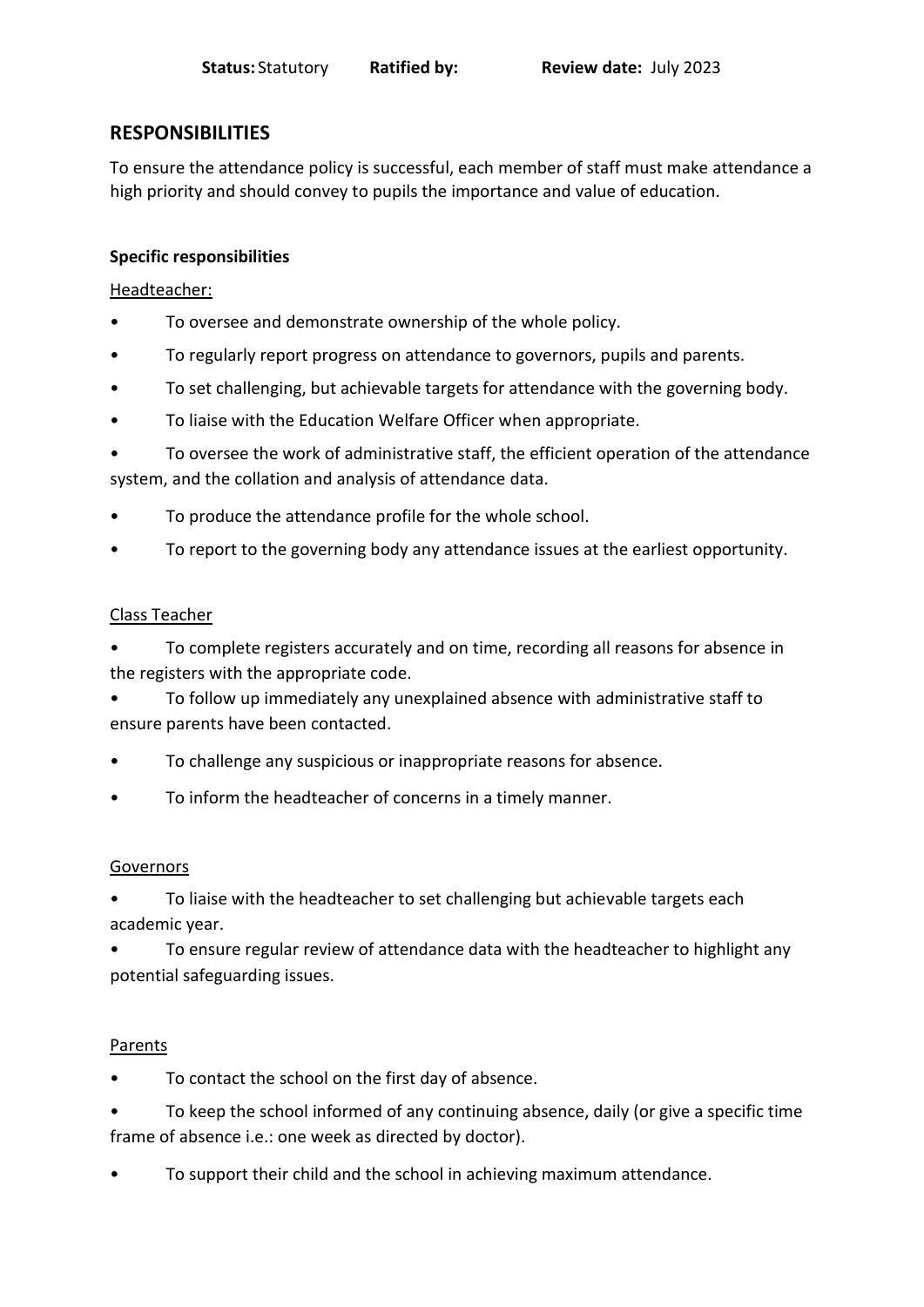**Status:** Statutory **Ratified by:** **Review date:** July 2023

## RESPONSIBILITIES

To ensure the attendance policy is successful, each member of staff must make attendance a high priority and should convey to pupils the importance and value of education.

**Specific responsibilities**

Headteacher:

- To oversee and demonstrate ownership of the whole policy.
- To regularly report progress on attendance to governors, pupils and parents.
- To set challenging, but achievable targets for attendance with the governing body.
- To liaise with the Education Welfare Officer when appropriate.
- To oversee the work of administrative staff, the efficient operation of the attendance system, and the collation and analysis of attendance data.
- To produce the attendance profile for the whole school.
- To report to the governing body any attendance issues at the earliest opportunity.

Class Teacher

- To complete registers accurately and on time, recording all reasons for absence in the registers with the appropriate code.
- To follow up immediately any unexplained absence with administrative staff to ensure parents have been contacted.
- To challenge any suspicious or inappropriate reasons for absence.
- To inform the headteacher of concerns in a timely manner.

Governors

- To liaise with the headteacher to set challenging but achievable targets each academic year.
- To ensure regular review of attendance data with the headteacher to highlight any potential safeguarding issues.

Parents

- To contact the school on the first day of absence.
- To keep the school informed of any continuing absence, daily (or give a specific time frame of absence i.e.: one week as directed by doctor).
- To support their child and the school in achieving maximum attendance.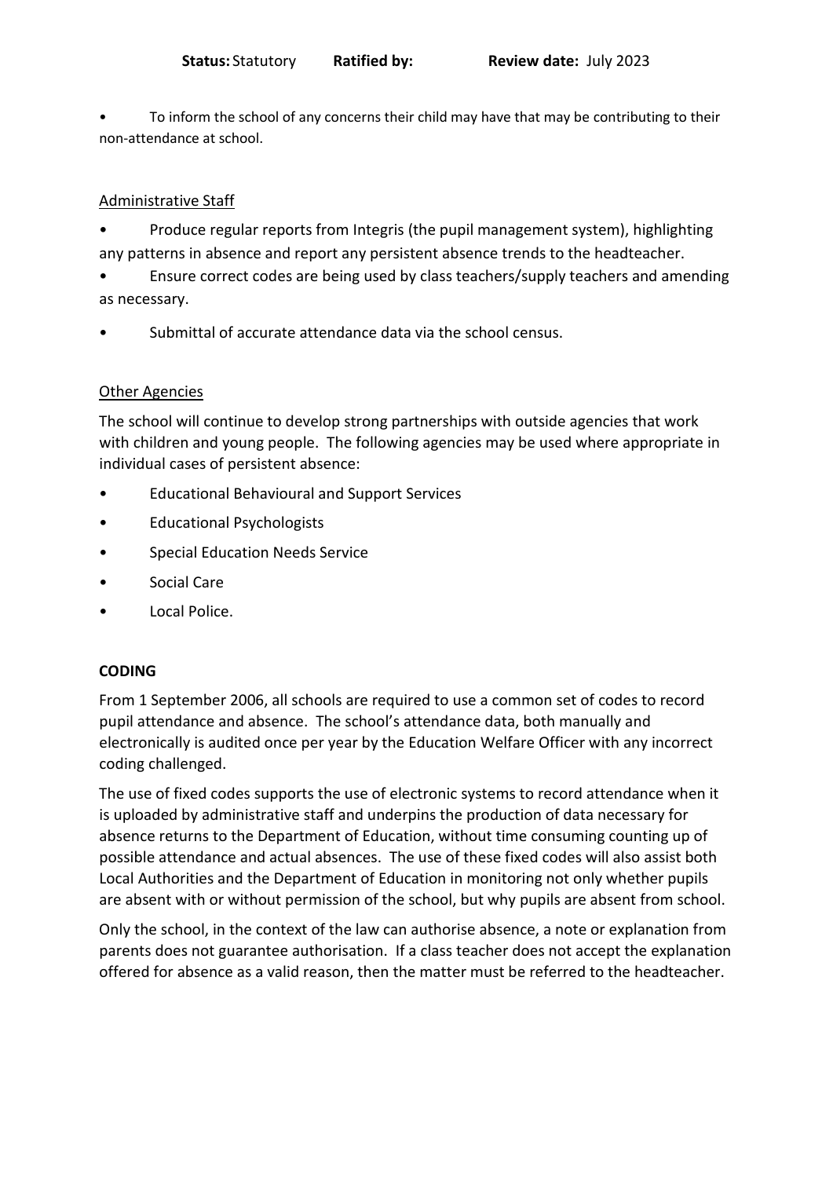- To inform the school of any concerns their child may have that may be contributing to their non-attendance at school.

Administrative Staff

- Produce regular reports from Integris (the pupil management system), highlighting any patterns in absence and report any persistent absence trends to the headteacher.
- Ensure correct codes are being used by class teachers/supply teachers and amending as necessary.
- Submittal of accurate attendance data via the school census.

Other Agencies

The school will continue to develop strong partnerships with outside agencies that work with children and young people. The following agencies may be used where appropriate in individual cases of persistent absence:

- Educational Behavioural and Support Services
- Educational Psychologists
- Special Education Needs Service
- Social Care
- Local Police.

**CODING**

From 1 September 2006, all schools are required to use a common set of codes to record pupil attendance and absence. The school's attendance data, both manually and electronically is audited once per year by the Education Welfare Officer with any incorrect coding challenged.

The use of fixed codes supports the use of electronic systems to record attendance when it is uploaded by administrative staff and underpins the production of data necessary for absence returns to the Department of Education, without time consuming counting up of possible attendance and actual absences. The use of these fixed codes will also assist both Local Authorities and the Department of Education in monitoring not only whether pupils are absent with or without permission of the school, but why pupils are absent from school.

Only the school, in the context of the law can authorise absence, a note or explanation from parents does not guarantee authorisation. If a class teacher does not accept the explanation offered for absence as a valid reason, then the matter must be referred to the headteacher.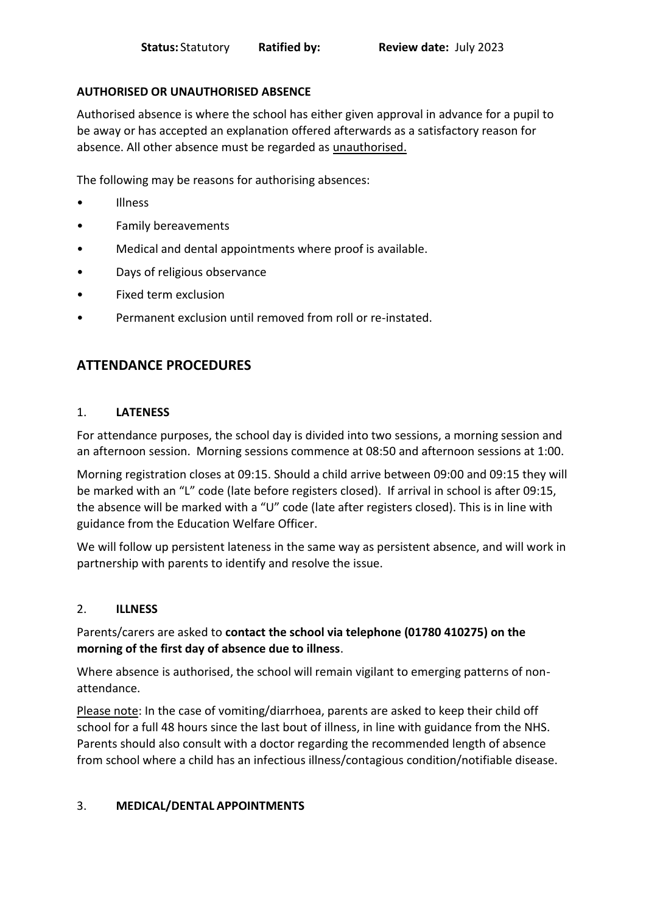**AUTHORISED OR UNAUTHORISED ABSENCE**

Authorised absence is where the school has either given approval in advance for a pupil to be away or has accepted an explanation offered afterwards as a satisfactory reason for absence. All other absence must be regarded as unauthorised.

The following may be reasons for authorising absences:

- Illness
- Family bereavements
- Medical and dental appointments where proof is available.
- Days of religious observance
- Fixed term exclusion
- Permanent exclusion until removed from roll or re-instated.

## ATTENDANCE PROCEDURES

### 1. LATENESS

For attendance purposes, the school day is divided into two sessions, a morning session and an afternoon session. Morning sessions commence at 08:50 and afternoon sessions at 1:00.

Morning registration closes at 09:15. Should a child arrive between 09:00 and 09:15 they will be marked with an "L" code (late before registers closed). If arrival in school is after 09:15, the absence will be marked with a "U" code (late after registers closed). This is in line with guidance from the Education Welfare Officer.

We will follow up persistent lateness in the same way as persistent absence, and will work in partnership with parents to identify and resolve the issue.

### 2. ILLNESS

Parents/carers are asked to **contact the school via telephone (01780 410275) on the morning of the first day of absence due to illness**.

Where absence is authorised, the school will remain vigilant to emerging patterns of non-attendance.

Please note: In the case of vomiting/diarrhoea, parents are asked to keep their child off school for a full 48 hours since the last bout of illness, in line with guidance from the NHS. Parents should also consult with a doctor regarding the recommended length of absence from school where a child has an infectious illness/contagious condition/notifiable disease.

### 3. MEDICAL/DENTAL APPOINTMENTS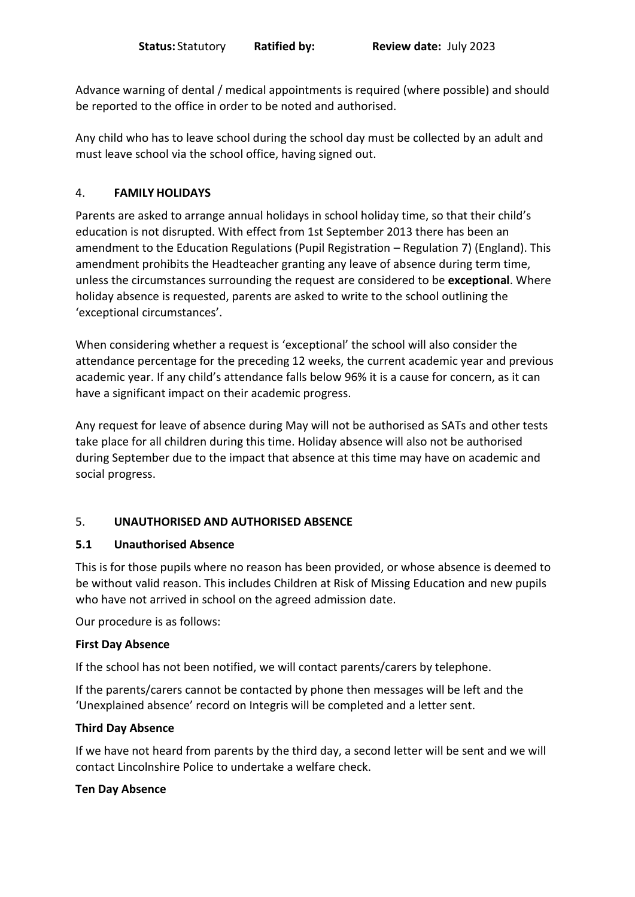Advance warning of dental / medical appointments is required (where possible) and should be reported to the office in order to be noted and authorised.

Any child who has to leave school during the school day must be collected by an adult and must leave school via the school office, having signed out.

## 4. FAMILY HOLIDAYS

Parents are asked to arrange annual holidays in school holiday time, so that their child's education is not disrupted. With effect from 1st September 2013 there has been an amendment to the Education Regulations (Pupil Registration – Regulation 7) (England). This amendment prohibits the Headteacher granting any leave of absence during term time, unless the circumstances surrounding the request are considered to be **exceptional**. Where holiday absence is requested, parents are asked to write to the school outlining the 'exceptional circumstances'.

When considering whether a request is 'exceptional' the school will also consider the attendance percentage for the preceding 12 weeks, the current academic year and previous academic year. If any child's attendance falls below 96% it is a cause for concern, as it can have a significant impact on their academic progress.

Any request for leave of absence during May will not be authorised as SATs and other tests take place for all children during this time. Holiday absence will also not be authorised during September due to the impact that absence at this time may have on academic and social progress.

## 5. UNAUTHORISED AND AUTHORISED ABSENCE

### 5.1 Unauthorised Absence

This is for those pupils where no reason has been provided, or whose absence is deemed to be without valid reason. This includes Children at Risk of Missing Education and new pupils who have not arrived in school on the agreed admission date.

Our procedure is as follows:

**First Day Absence**

If the school has not been notified, we will contact parents/carers by telephone.

If the parents/carers cannot be contacted by phone then messages will be left and the 'Unexplained absence' record on Integris will be completed and a letter sent.

**Third Day Absence**

If we have not heard from parents by the third day, a second letter will be sent and we will contact Lincolnshire Police to undertake a welfare check.

**Ten Day Absence**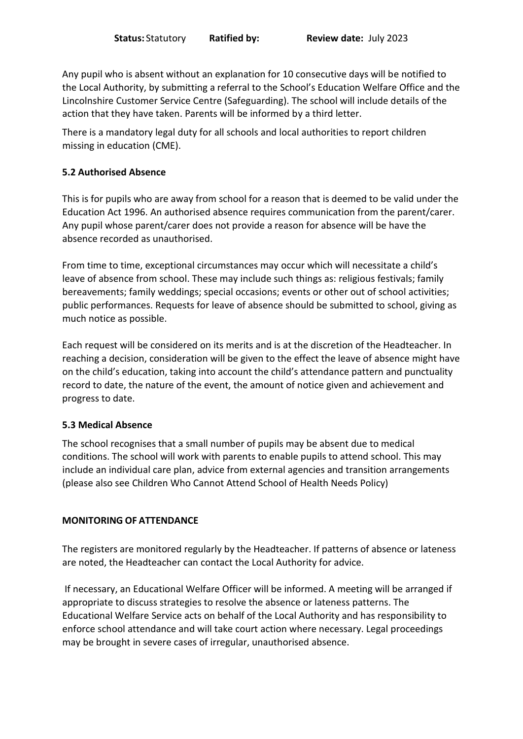Any pupil who is absent without an explanation for 10 consecutive days will be notified to the Local Authority, by submitting a referral to the School's Education Welfare Office and the Lincolnshire Customer Service Centre (Safeguarding). The school will include details of the action that they have taken. Parents will be informed by a third letter.

There is a mandatory legal duty for all schools and local authorities to report children missing in education (CME).

### 5.2 Authorised Absence

This is for pupils who are away from school for a reason that is deemed to be valid under the Education Act 1996. An authorised absence requires communication from the parent/carer. Any pupil whose parent/carer does not provide a reason for absence will be have the absence recorded as unauthorised.

From time to time, exceptional circumstances may occur which will necessitate a child's leave of absence from school. These may include such things as: religious festivals; family bereavements; family weddings; special occasions; events or other out of school activities; public performances. Requests for leave of absence should be submitted to school, giving as much notice as possible.

Each request will be considered on its merits and is at the discretion of the Headteacher. In reaching a decision, consideration will be given to the effect the leave of absence might have on the child's education, taking into account the child's attendance pattern and punctuality record to date, the nature of the event, the amount of notice given and achievement and progress to date.

### 5.3 Medical Absence

The school recognises that a small number of pupils may be absent due to medical conditions. The school will work with parents to enable pupils to attend school. This may include an individual care plan, advice from external agencies and transition arrangements (please also see Children Who Cannot Attend School of Health Needs Policy)

## MONITORING OF ATTENDANCE

The registers are monitored regularly by the Headteacher. If patterns of absence or lateness are noted, the Headteacher can contact the Local Authority for advice.

If necessary, an Educational Welfare Officer will be informed. A meeting will be arranged if appropriate to discuss strategies to resolve the absence or lateness patterns. The Educational Welfare Service acts on behalf of the Local Authority and has responsibility to enforce school attendance and will take court action where necessary. Legal proceedings may be brought in severe cases of irregular, unauthorised absence.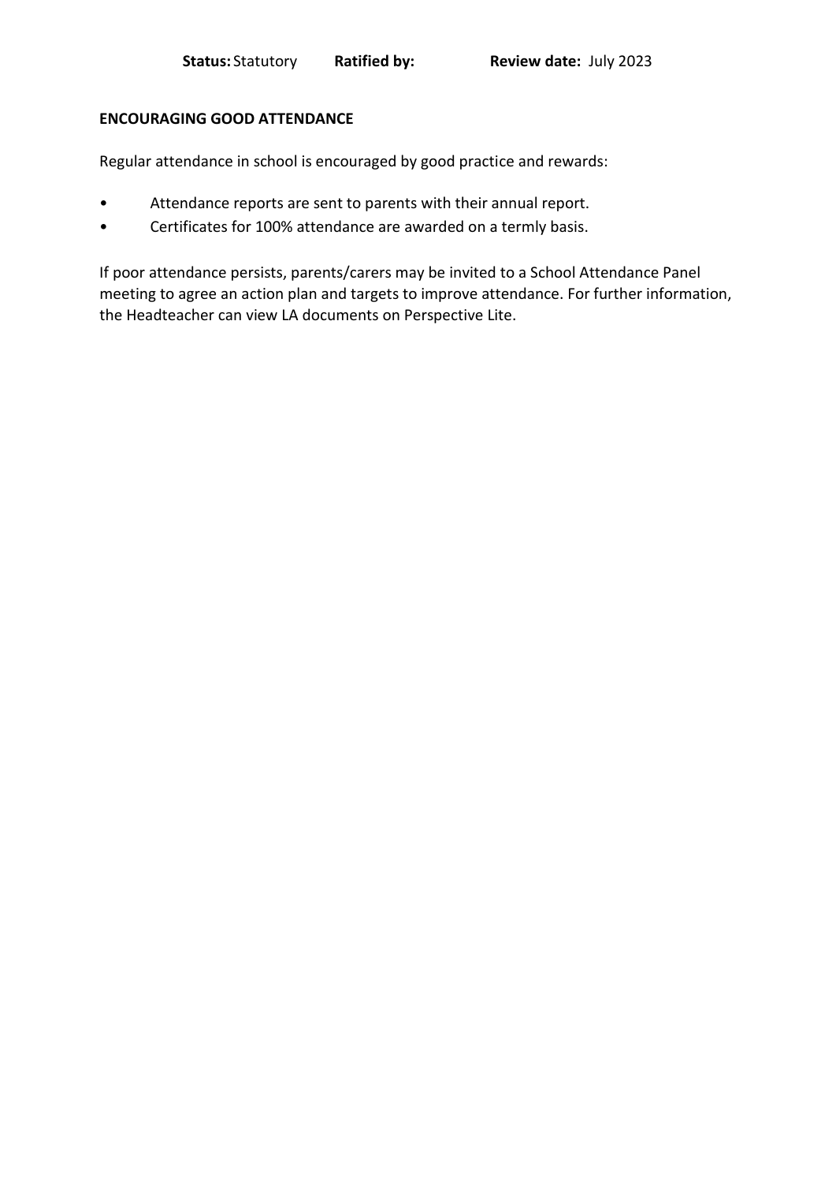**ENCOURAGING GOOD ATTENDANCE**

Regular attendance in school is encouraged by good practice and rewards:

- Attendance reports are sent to parents with their annual report.
- Certificates for 100% attendance are awarded on a termly basis.

If poor attendance persists, parents/carers may be invited to a School Attendance Panel meeting to agree an action plan and targets to improve attendance. For further information, the Headteacher can view LA documents on Perspective Lite.